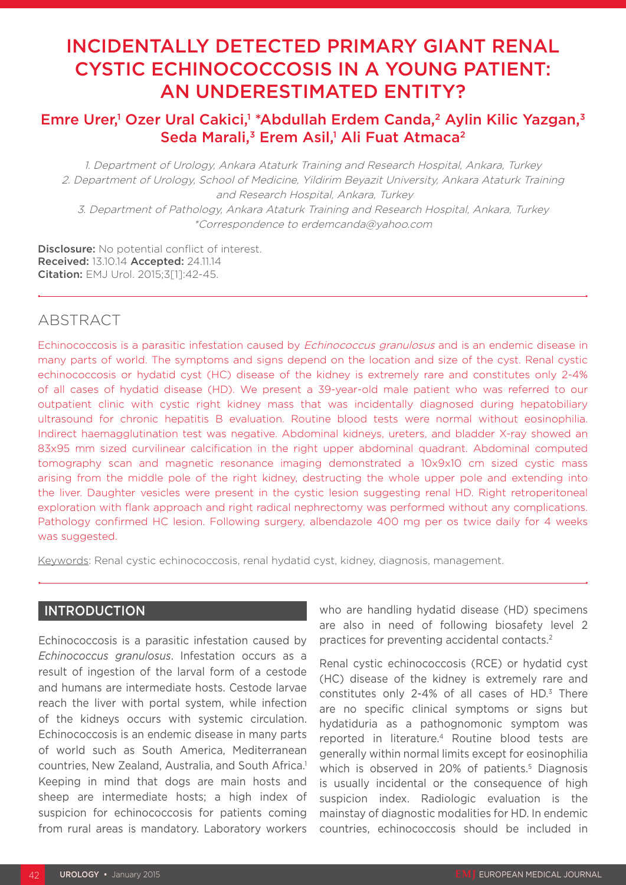# INCIDENTALLY DETECTED PRIMARY GIANT RENAL CYSTIC ECHINOCOCCOSIS IN A YOUNG PATIENT: AN UNDERESTIMATED ENTITY?

**Emre Urer,[1] Ozer Ural Cakici,[1] *Abdullah Erdem Canda,[2] Aylin Kilic Yazgan,[3] Seda Marali,[3] Erem Asil,[1] Ali Fuat Atmaca[2]**

*1. Department of Urology, Ankara Ataturk Training and Research Hospital, Ankara, Turkey*
*2. Department of Urology, School of Medicine, Yildirim Beyazit University, Ankara Ataturk Training and Research Hospital, Ankara, Turkey*
*3. Department of Pathology, Ankara Ataturk Training and Research Hospital, Ankara, Turkey*
*\*Correspondence to erdemcanda@yahoo.com*

**Disclosure:** No potential conflict of interest.
**Received:** 13.10.14 **Accepted:** 24.11.14
**Citation:** EMJ Urol. 2015;3[1]:42-45.

## ABSTRACT

Echinococcosis is a parasitic infestation caused by *Echinococcus granulosus* and is an endemic disease in many parts of world. The symptoms and signs depend on the location and size of the cyst. Renal cystic echinococcosis or hydatid cyst (HC) disease of the kidney is extremely rare and constitutes only 2-4% of all cases of hydatid disease (HD). We present a 39-year-old male patient who was referred to our outpatient clinic with cystic right kidney mass that was incidentally diagnosed during hepatobiliary ultrasound for chronic hepatitis B evaluation. Routine blood tests were normal without eosinophilia. Indirect haemagglutination test was negative. Abdominal kidneys, ureters, and bladder X-ray showed an 83x95 mm sized curvilinear calcification in the right upper abdominal quadrant. Abdominal computed tomography scan and magnetic resonance imaging demonstrated a 10x9x10 cm sized cystic mass arising from the middle pole of the right kidney, destructing the whole upper pole and extending into the liver. Daughter vesicles were present in the cystic lesion suggesting renal HD. Right retroperitoneal exploration with flank approach and right radical nephrectomy was performed without any complications. Pathology confirmed HC lesion. Following surgery, albendazole 400 mg per os twice daily for 4 weeks was suggested.

Keywords: Renal cystic echinococcosis, renal hydatid cyst, kidney, diagnosis, management.

## INTRODUCTION

Echinococcosis is a parasitic infestation caused by *Echinococcus granulosus*. Infestation occurs as a result of ingestion of the larval form of a cestode and humans are intermediate hosts. Cestode larvae reach the liver with portal system, while infection of the kidneys occurs with systemic circulation. Echinococcosis is an endemic disease in many parts of world such as South America, Mediterranean countries, New Zealand, Australia, and South Africa.[1] Keeping in mind that dogs are main hosts and sheep are intermediate hosts; a high index of suspicion for echinococcosis for patients coming from rural areas is mandatory. Laboratory workers who are handling hydatid disease (HD) specimens are also in need of following biosafety level 2 practices for preventing accidental contacts.[2]

Renal cystic echinococcosis (RCE) or hydatid cyst (HC) disease of the kidney is extremely rare and constitutes only 2-4% of all cases of HD.[3] There are no specific clinical symptoms or signs but hydatiduria as a pathognomonic symptom was reported in literature.[4] Routine blood tests are generally within normal limits except for eosinophilia which is observed in 20% of patients.[5] Diagnosis is usually incidental or the consequence of high suspicion index. Radiologic evaluation is the mainstay of diagnostic modalities for HD. In endemic countries, echinococcosis should be included in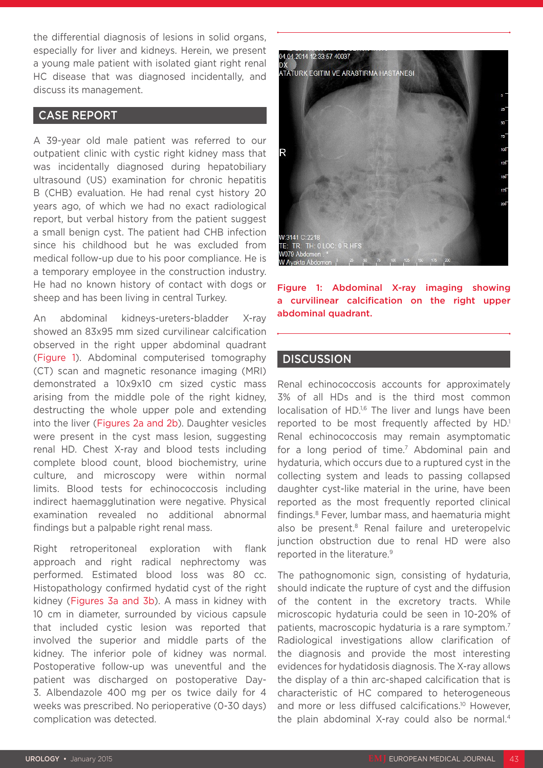the differential diagnosis of lesions in solid organs, especially for liver and kidneys. Herein, we present a young male patient with isolated giant right renal HC disease that was diagnosed incidentally, and discuss its management.

## CASE REPORT

A 39-year old male patient was referred to our outpatient clinic with cystic right kidney mass that was incidentally diagnosed during hepatobiliary ultrasound (US) examination for chronic hepatitis B (CHB) evaluation. He had renal cyst history 20 years ago, of which we had no exact radiological report, but verbal history from the patient suggest a small benign cyst. The patient had CHB infection since his childhood but he was excluded from medical follow-up due to his poor compliance. He is a temporary employee in the construction industry. He had no known history of contact with dogs or sheep and has been living in central Turkey.

An abdominal kidneys-ureters-bladder X-ray showed an 83x95 mm sized curvilinear calcification observed in the right upper abdominal quadrant (Figure 1). Abdominal computerised tomography (CT) scan and magnetic resonance imaging (MRI) demonstrated a 10x9x10 cm sized cystic mass arising from the middle pole of the right kidney, destructing the whole upper pole and extending into the liver (Figures 2a and 2b). Daughter vesicles were present in the cyst mass lesion, suggesting renal HD. Chest X-ray and blood tests including complete blood count, blood biochemistry, urine culture, and microscopy were within normal limits. Blood tests for echinococcosis including indirect haemagglutination were negative. Physical examination revealed no additional abnormal findings but a palpable right renal mass.

Right retroperitoneal exploration with flank approach and right radical nephrectomy was performed. Estimated blood loss was 80 cc. Histopathology confirmed hydatid cyst of the right kidney (Figures 3a and 3b). A mass in kidney with 10 cm in diameter, surrounded by vicious capsule that included cystic lesion was reported that involved the superior and middle parts of the kidney. The inferior pole of kidney was normal. Postoperative follow-up was uneventful and the patient was discharged on postoperative Day-3. Albendazole 400 mg per os twice daily for 4 weeks was prescribed. No perioperative (0-30 days) complication was detected.

**Figure 1: Abdominal X-ray imaging showing a curvilinear calcification on the right upper abdominal quadrant.**

## DISCUSSION

Renal echinococcosis accounts for approximately 3% of all HDs and is the third most common localisation of HD.[1,6] The liver and lungs have been reported to be most frequently affected by HD.[1] Renal echinococcosis may remain asymptomatic for a long period of time.[7] Abdominal pain and hydaturia, which occurs due to a ruptured cyst in the collecting system and leads to passing collapsed daughter cyst-like material in the urine, have been reported as the most frequently reported clinical findings.[8] Fever, lumbar mass, and haematuria might also be present.[8] Renal failure and ureteropelvic junction obstruction due to renal HD were also reported in the literature.[9]

The pathognomonic sign, consisting of hydaturia, should indicate the rupture of cyst and the diffusion of the content in the excretory tracts. While microscopic hydaturia could be seen in 10-20% of patients, macroscopic hydaturia is a rare symptom.[7] Radiological investigations allow clarification of the diagnosis and provide the most interesting evidences for hydatidosis diagnosis. The X-ray allows the display of a thin arc-shaped calcification that is characteristic of HC compared to heterogeneous and more or less diffused calcifications.[10] However, the plain abdominal X-ray could also be normal.[4]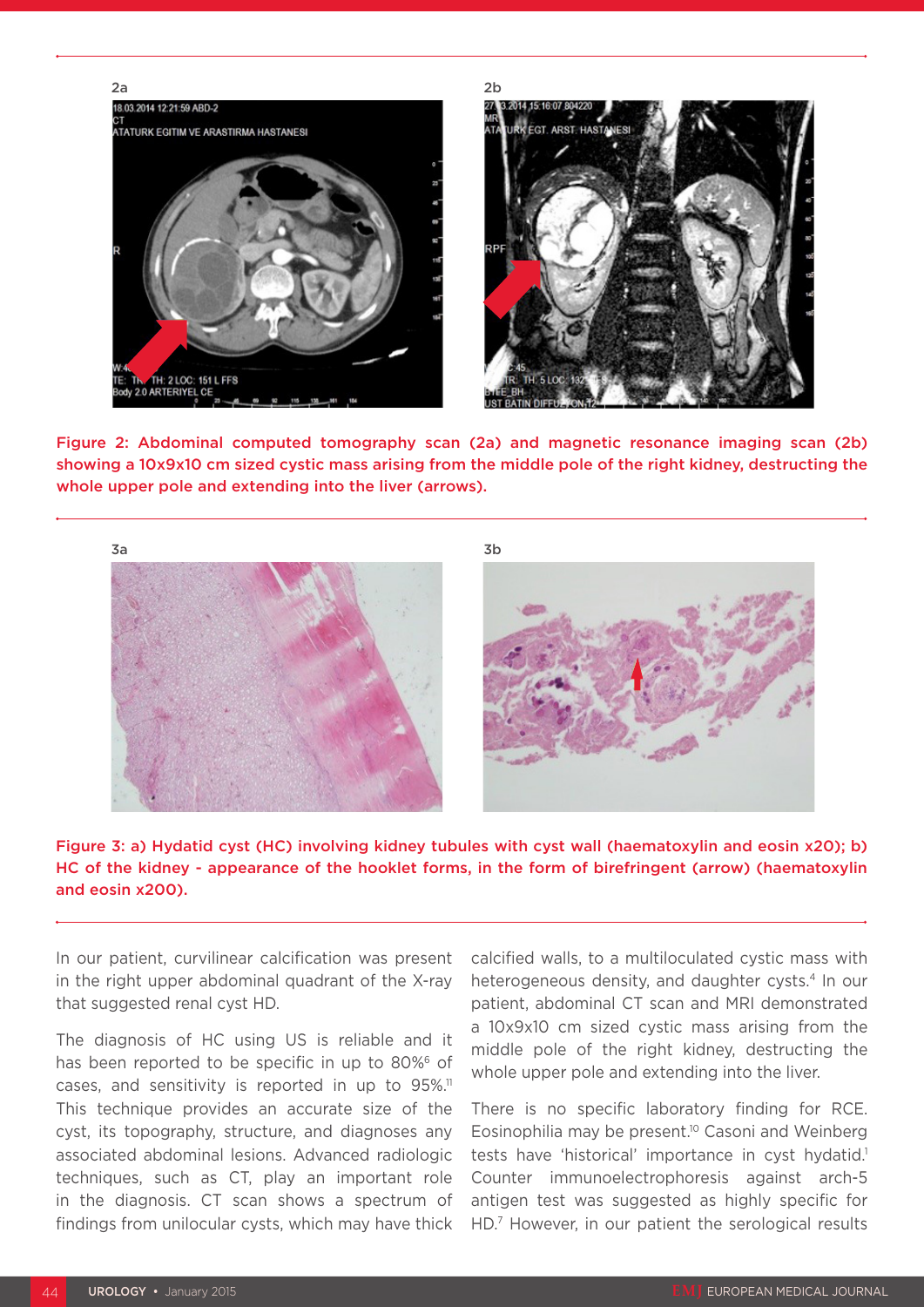Figure 2: Abdominal computed tomography scan (2a) and magnetic resonance imaging scan (2b) showing a 10x9x10 cm sized cystic mass arising from the middle pole of the right kidney, destructing the whole upper pole and extending into the liver (arrows).

Figure 3: a) Hydatid cyst (HC) involving kidney tubules with cyst wall (haematoxylin and eosin x20); b) HC of the kidney - appearance of the hooklet forms, in the form of birefringent (arrow) (haematoxylin and eosin x200).

In our patient, curvilinear calcification was present in the right upper abdominal quadrant of the X-ray that suggested renal cyst HD.

The diagnosis of HC using US is reliable and it has been reported to be specific in up to 80%[6] of cases, and sensitivity is reported in up to 95%.[11] This technique provides an accurate size of the cyst, its topography, structure, and diagnoses any associated abdominal lesions. Advanced radiologic techniques, such as CT, play an important role in the diagnosis. CT scan shows a spectrum of findings from unilocular cysts, which may have thick calcified walls, to a multiloculated cystic mass with heterogeneous density, and daughter cysts.[4] In our patient, abdominal CT scan and MRI demonstrated a 10x9x10 cm sized cystic mass arising from the middle pole of the right kidney, destructing the whole upper pole and extending into the liver.

There is no specific laboratory finding for RCE. Eosinophilia may be present.[10] Casoni and Weinberg tests have 'historical' importance in cyst hydatid.[1] Counter immunoelectrophoresis against arch-5 antigen test was suggested as highly specific for HD.[7] However, in our patient the serological results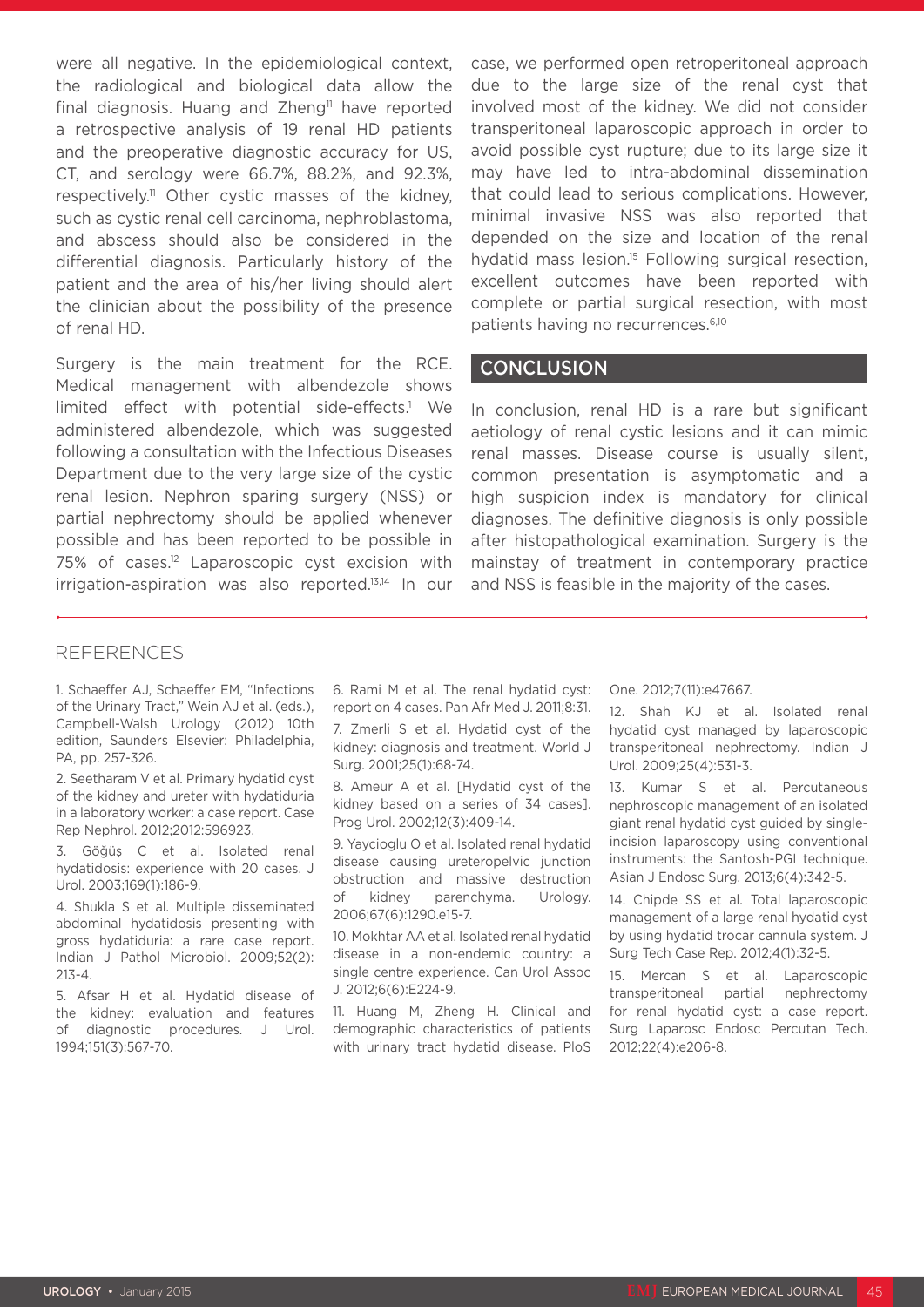were all negative. In the epidemiological context, the radiological and biological data allow the final diagnosis. Huang and Zheng[11] have reported a retrospective analysis of 19 renal HD patients and the preoperative diagnostic accuracy for US, CT, and serology were 66.7%, 88.2%, and 92.3%, respectively.[11] Other cystic masses of the kidney, such as cystic renal cell carcinoma, nephroblastoma, and abscess should also be considered in the differential diagnosis. Particularly history of the patient and the area of his/her living should alert the clinician about the possibility of the presence of renal HD.

Surgery is the main treatment for the RCE. Medical management with albendezole shows limited effect with potential side-effects.[1] We administered albendezole, which was suggested following a consultation with the Infectious Diseases Department due to the very large size of the cystic renal lesion. Nephron sparing surgery (NSS) or partial nephrectomy should be applied whenever possible and has been reported to be possible in 75% of cases.[12] Laparoscopic cyst excision with irrigation-aspiration was also reported.[13,14] In our case, we performed open retroperitoneal approach due to the large size of the renal cyst that involved most of the kidney. We did not consider transperitoneal laparoscopic approach in order to avoid possible cyst rupture; due to its large size it may have led to intra-abdominal dissemination that could lead to serious complications. However, minimal invasive NSS was also reported that depended on the size and location of the renal hydatid mass lesion.[15] Following surgical resection, excellent outcomes have been reported with complete or partial surgical resection, with most patients having no recurrences.[6,10]

## CONCLUSION

In conclusion, renal HD is a rare but significant aetiology of renal cystic lesions and it can mimic renal masses. Disease course is usually silent, common presentation is asymptomatic and a high suspicion index is mandatory for clinical diagnoses. The definitive diagnosis is only possible after histopathological examination. Surgery is the mainstay of treatment in contemporary practice and NSS is feasible in the majority of the cases.

## REFERENCES

1. Schaeffer AJ, Schaeffer EM, "Infections of the Urinary Tract," Wein AJ et al. (eds.), Campbell-Walsh Urology (2012) 10th edition, Saunders Elsevier: Philadelphia, PA, pp. 257-326.

2. Seetharam V et al. Primary hydatid cyst of the kidney and ureter with hydatiduria in a laboratory worker: a case report. Case Rep Nephrol. 2012;2012:596923.

3. Göğüş C et al. Isolated renal hydatidosis: experience with 20 cases. J Urol. 2003;169(1):186-9.

4. Shukla S et al. Multiple disseminated abdominal hydatidosis presenting with gross hydatiduria: a rare case report. Indian J Pathol Microbiol. 2009;52(2):213-4.

5. Afsar H et al. Hydatid disease of the kidney: evaluation and features of diagnostic procedures. J Urol. 1994;151(3):567-70.

6. Rami M et al. The renal hydatid cyst: report on 4 cases. Pan Afr Med J. 2011;8:31.

7. Zmerli S et al. Hydatid cyst of the kidney: diagnosis and treatment. World J Surg. 2001;25(1):68-74.

8. Ameur A et al. [Hydatid cyst of the kidney based on a series of 34 cases]. Prog Urol. 2002;12(3):409-14.

9. Yaycioglu O et al. Isolated renal hydatid disease causing ureteropelvic junction obstruction and massive destruction of kidney parenchyma. Urology. 2006;67(6):1290.e15-7.

10. Mokhtar AA et al. Isolated renal hydatid disease in a non-endemic country: a single centre experience. Can Urol Assoc J. 2012;6(6):E224-9.

11. Huang M, Zheng H. Clinical and demographic characteristics of patients with urinary tract hydatid disease. PloS One. 2012;7(11):e47667.

12. Shah KJ et al. Isolated renal hydatid cyst managed by laparoscopic transperitoneal nephrectomy. Indian J Urol. 2009;25(4):531-3.

13. Kumar S et al. Percutaneous nephroscopic management of an isolated giant renal hydatid cyst guided by single-incision laparoscopy using conventional instruments: the Santosh-PGI technique. Asian J Endosc Surg. 2013;6(4):342-5.

14. Chipde SS et al. Total laparoscopic management of a large renal hydatid cyst by using hydatid trocar cannula system. J Surg Tech Case Rep. 2012;4(1):32-5.

15. Mercan S et al. Laparoscopic transperitoneal partial nephrectomy for renal hydatid cyst: a case report. Surg Laparosc Endosc Percutan Tech. 2012;22(4):e206-8.